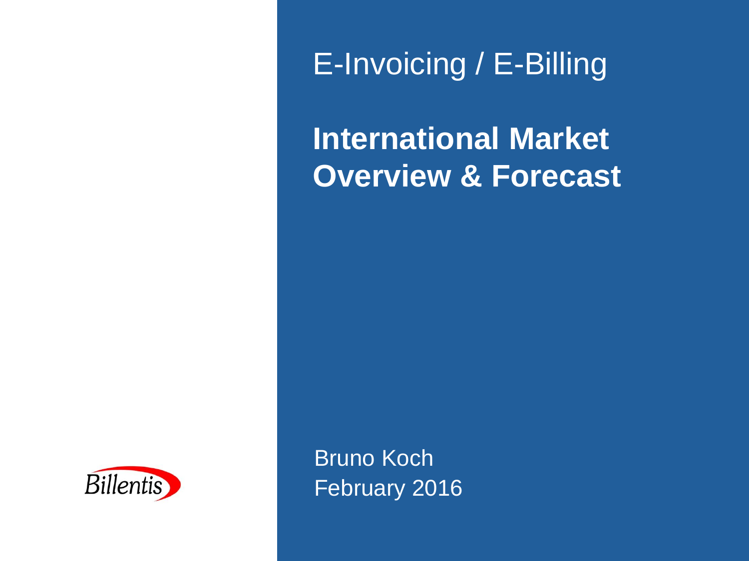E-Invoicing / E-Billing

# International Market Overview & Forecast

Billentis

Bruno Koch
February 2016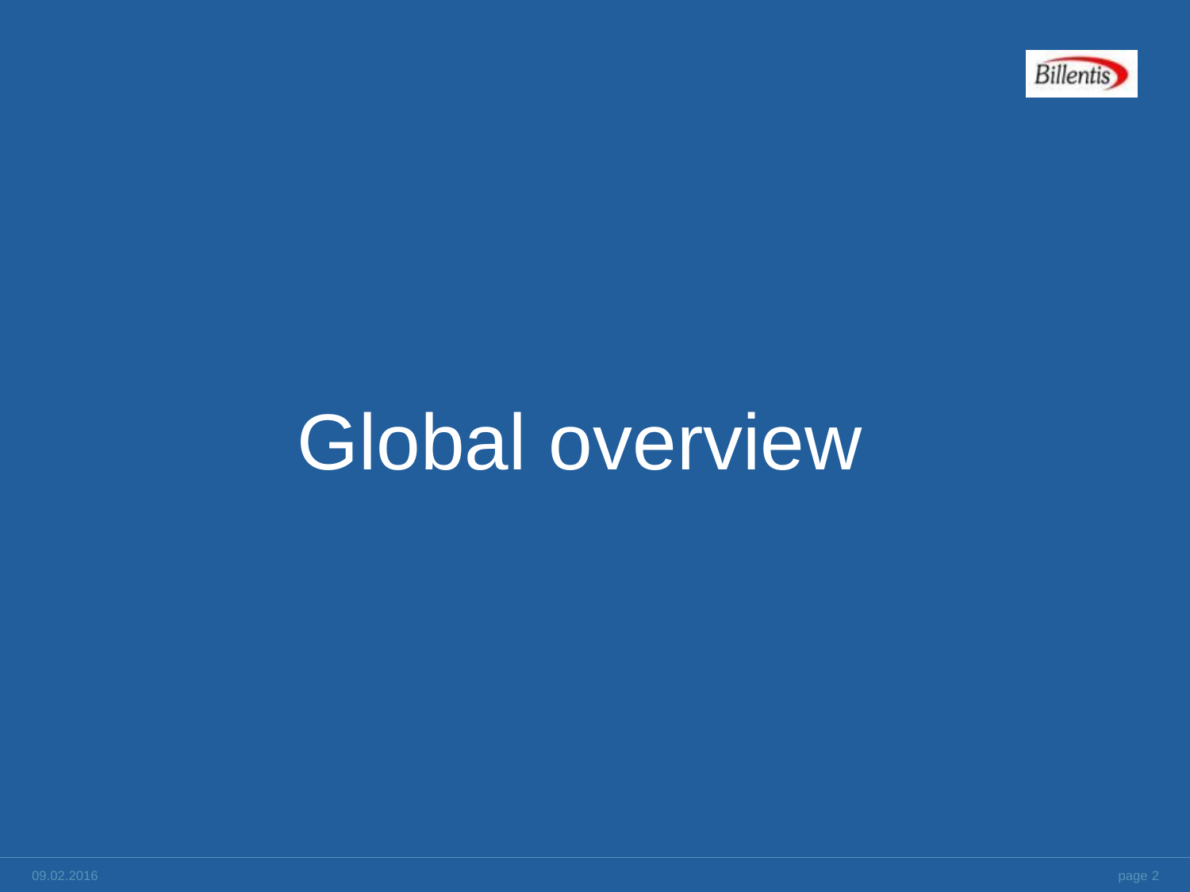# Global overview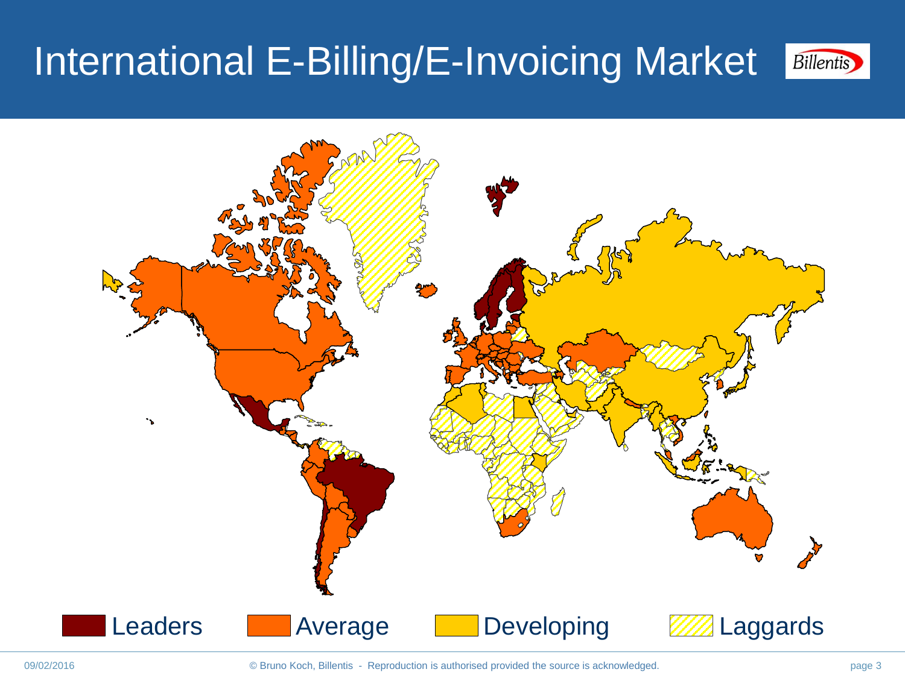# International E-Billing/E-Invoicing Market

Leaders | Average | Developing | Laggards

© Bruno Koch, Billentis - Reproduction is authorised provided the source is acknowledged.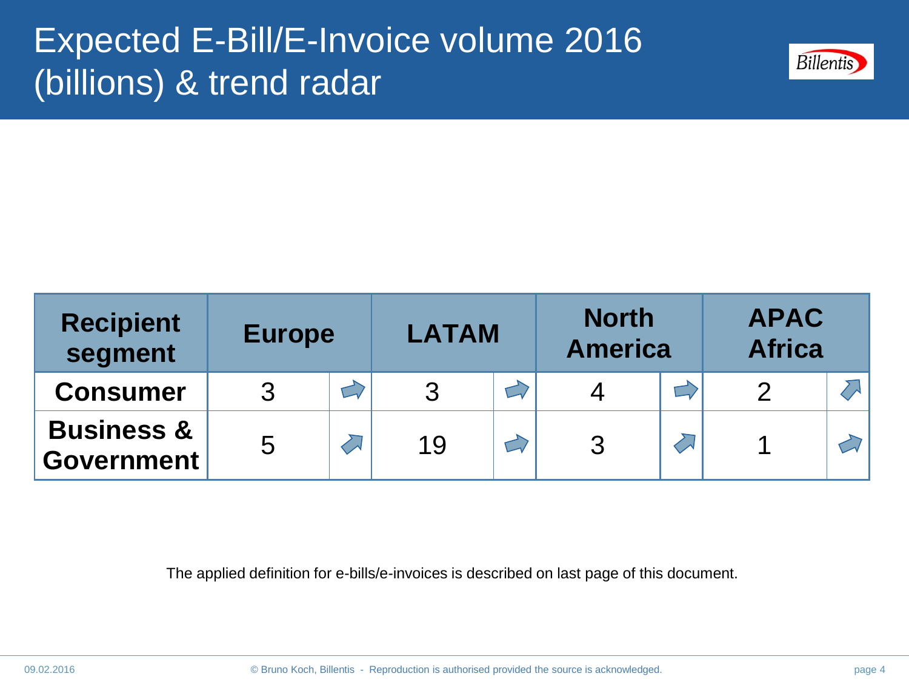# Expected E-Bill/E-Invoice volume 2016 (billions) & trend radar

| Recipient segment | Europe | | LATAM | | North America | | APAC Africa | |
|---|---|---|---|---|---|---|---|---|
| **Consumer** | 3 | → | 3 | → | 4 | → | 2 | ↗ |
| **Business & Government** | 5 | ↗ | 19 | → | 3 | ↗ | 1 | → |

The applied definition for e-bills/e-invoices is described on last page of this document.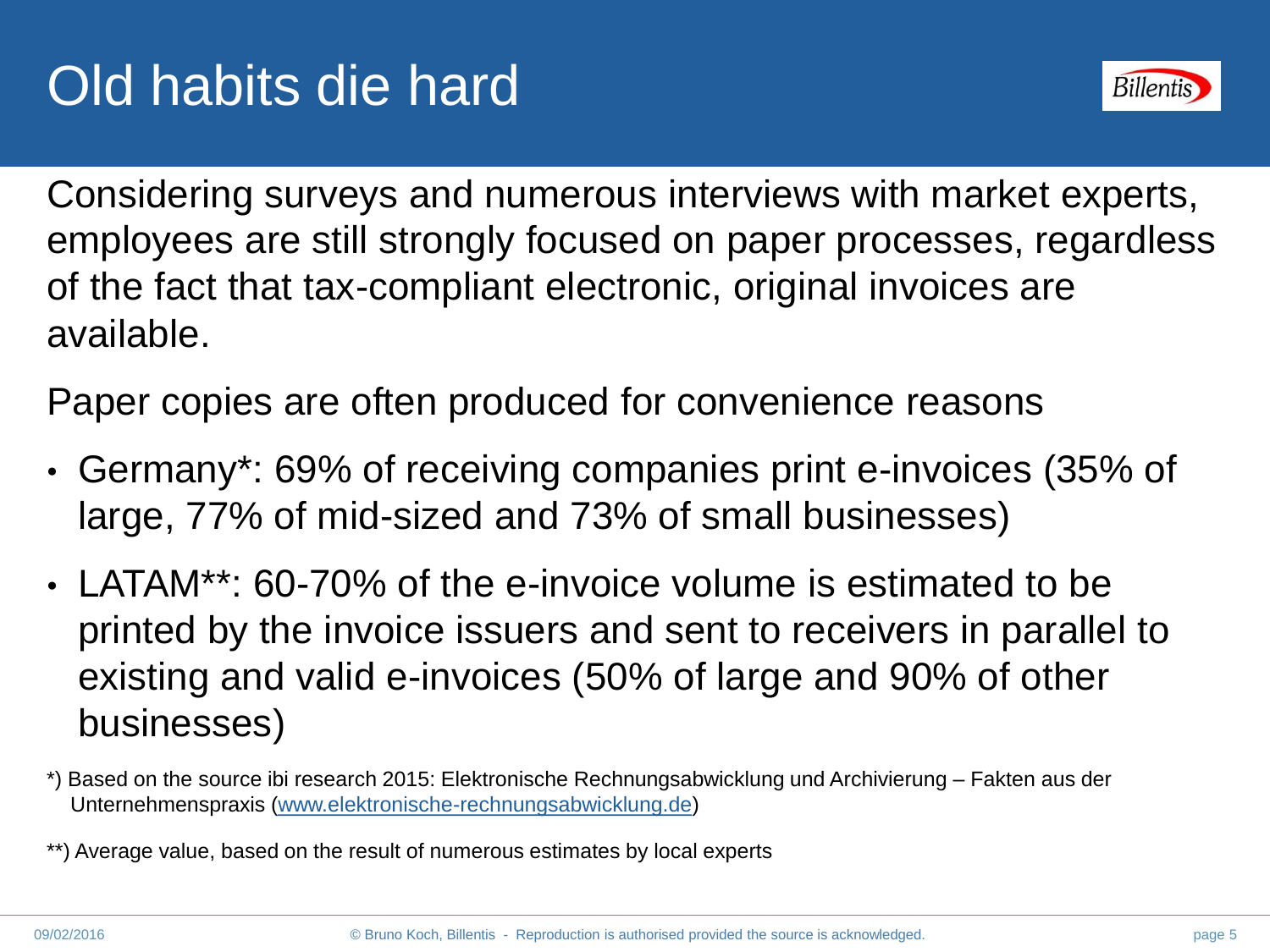# Old habits die hard

Considering surveys and numerous interviews with market experts, employees are still strongly focused on paper processes, regardless of the fact that tax-compliant electronic, original invoices are available.

Paper copies are often produced for convenience reasons

- Germany*: 69% of receiving companies print e-invoices (35% of large, 77% of mid-sized and 73% of small businesses)
- LATAM**: 60-70% of the e-invoice volume is estimated to be printed by the invoice issuers and sent to receivers in parallel to existing and valid e-invoices (50% of large and 90% of other businesses)

*) Based on the source ibi research 2015: Elektronische Rechnungsabwicklung und Archivierung – Fakten aus der Unternehmenspraxis (www.elektronische-rechnungsabwicklung.de)

**) Average value, based on the result of numerous estimates by local experts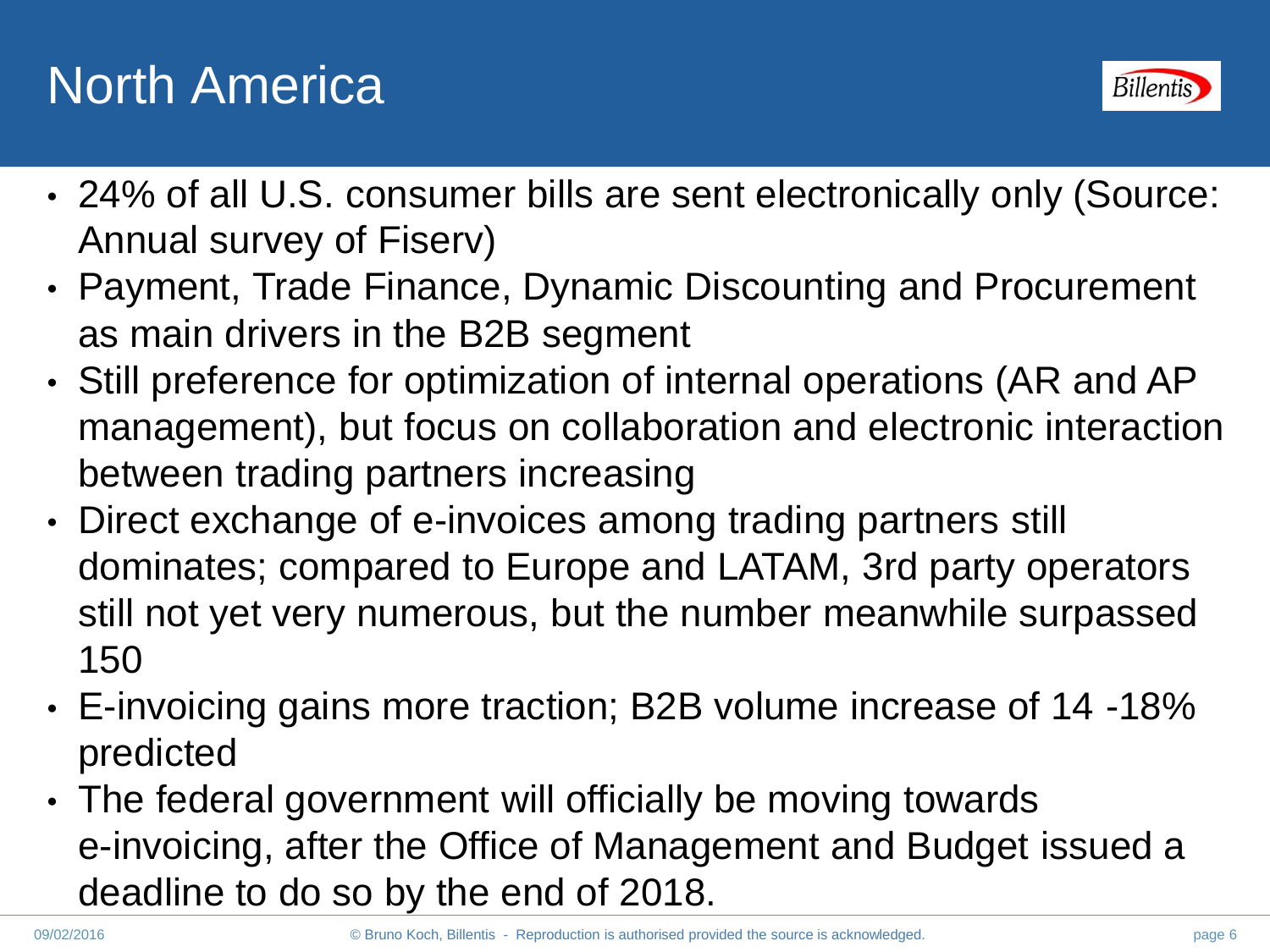# North America

- 24% of all U.S. consumer bills are sent electronically only (Source: Annual survey of Fiserv)
- Payment, Trade Finance, Dynamic Discounting and Procurement as main drivers in the B2B segment
- Still preference for optimization of internal operations (AR and AP management), but focus on collaboration and electronic interaction between trading partners increasing
- Direct exchange of e-invoices among trading partners still dominates; compared to Europe and LATAM, 3rd party operators still not yet very numerous, but the number meanwhile surpassed 150
- E-invoicing gains more traction; B2B volume increase of 14 -18% predicted
- The federal government will officially be moving towards e-invoicing, after the Office of Management and Budget issued a deadline to do so by the end of 2018.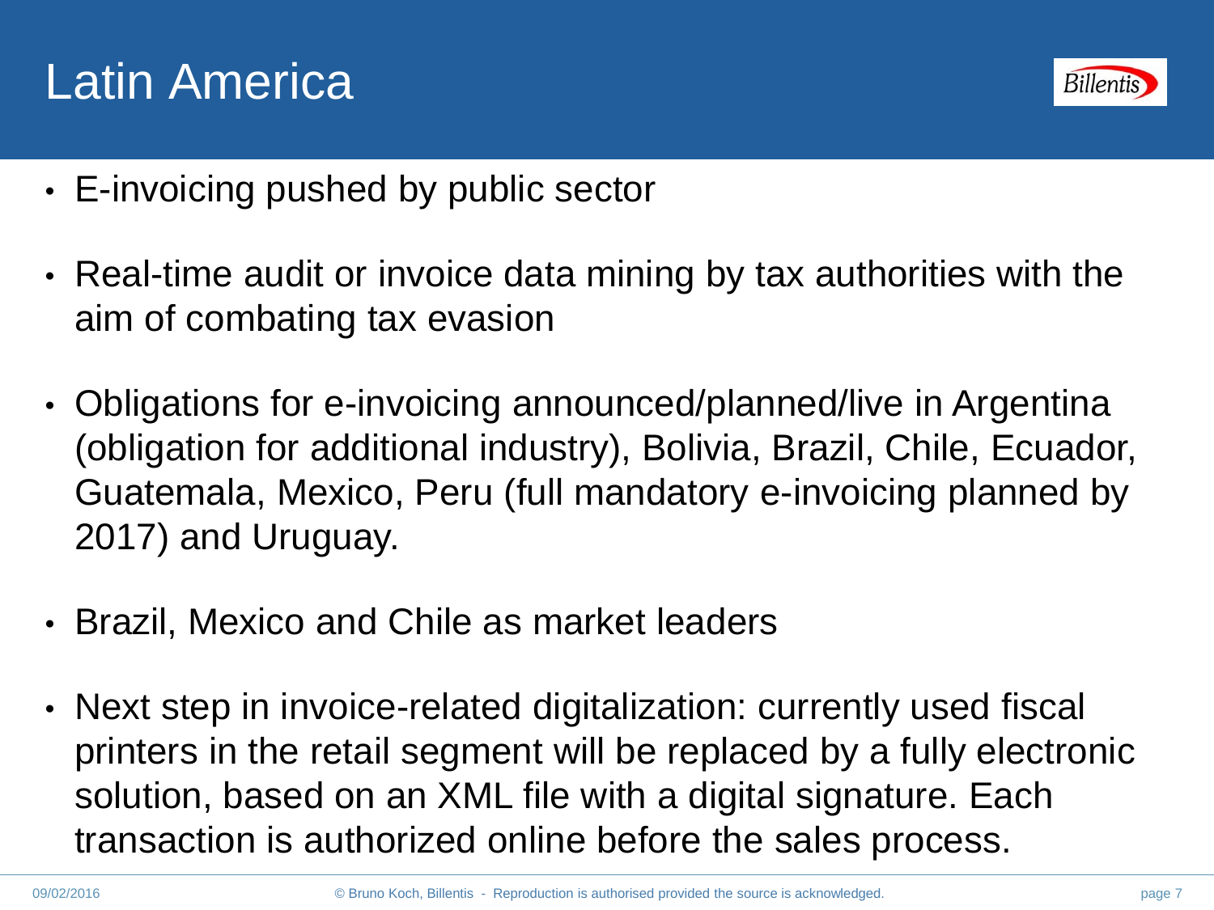# Latin America

- E-invoicing pushed by public sector
- Real-time audit or invoice data mining by tax authorities with the aim of combating tax evasion
- Obligations for e-invoicing announced/planned/live in Argentina (obligation for additional industry), Bolivia, Brazil, Chile, Ecuador, Guatemala, Mexico, Peru (full mandatory e-invoicing planned by 2017) and Uruguay.
- Brazil, Mexico and Chile as market leaders
- Next step in invoice-related digitalization: currently used fiscal printers in the retail segment will be replaced by a fully electronic solution, based on an XML file with a digital signature. Each transaction is authorized online before the sales process.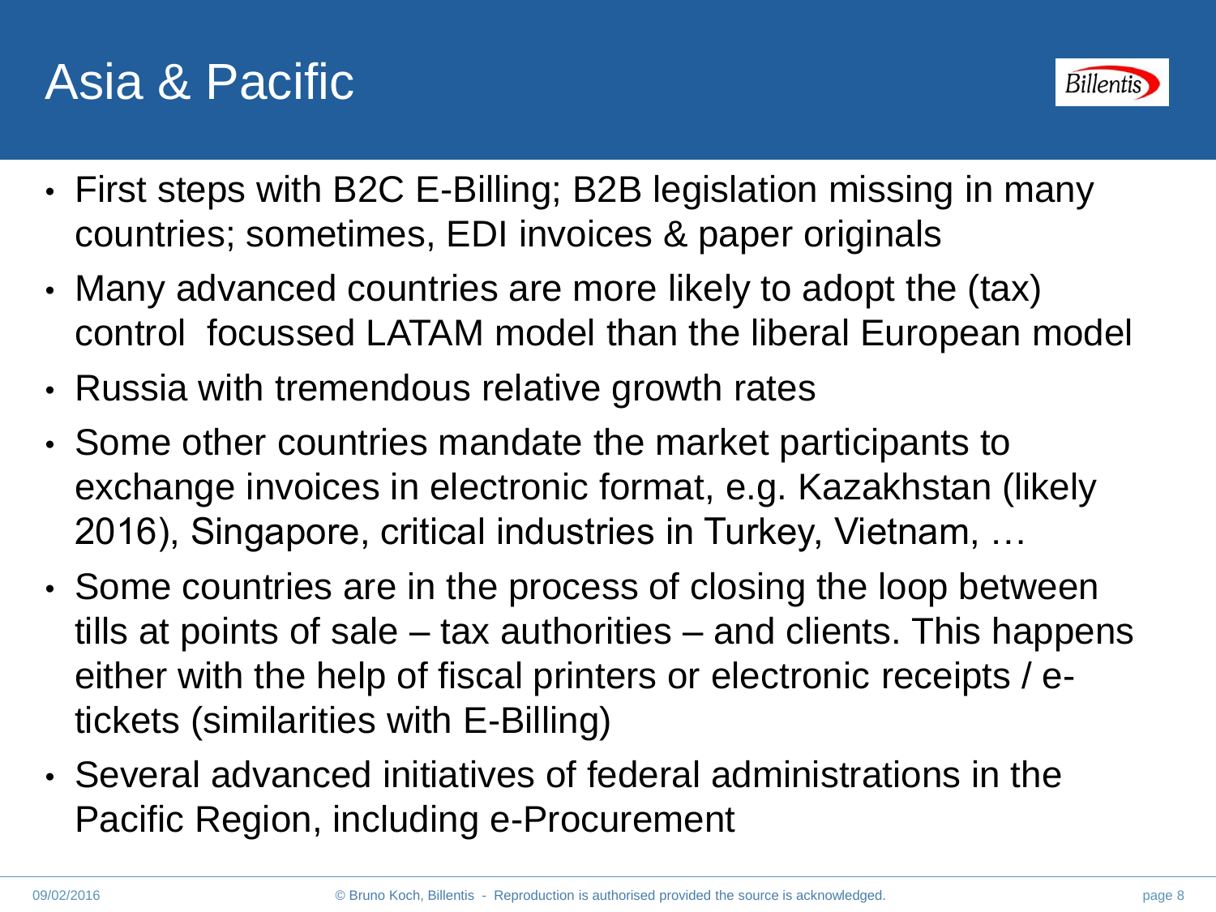# Asia & Pacific

- First steps with B2C E-Billing; B2B legislation missing in many countries; sometimes, EDI invoices & paper originals
- Many advanced countries are more likely to adopt the (tax) control focussed LATAM model than the liberal European model
- Russia with tremendous relative growth rates
- Some other countries mandate the market participants to exchange invoices in electronic format, e.g. Kazakhstan (likely 2016), Singapore, critical industries in Turkey, Vietnam, …
- Some countries are in the process of closing the loop between tills at points of sale – tax authorities – and clients. This happens either with the help of fiscal printers or electronic receipts / e-tickets (similarities with E-Billing)
- Several advanced initiatives of federal administrations in the Pacific Region, including e-Procurement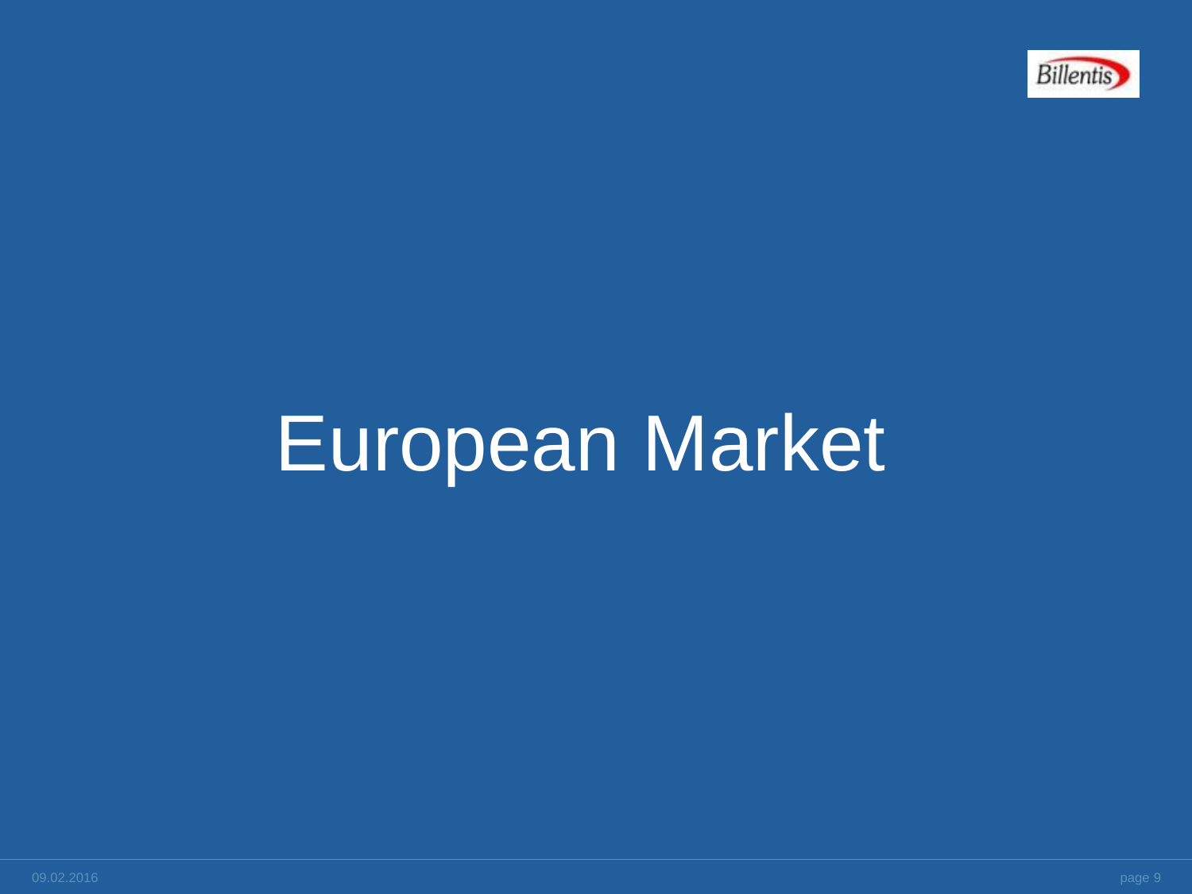# European Market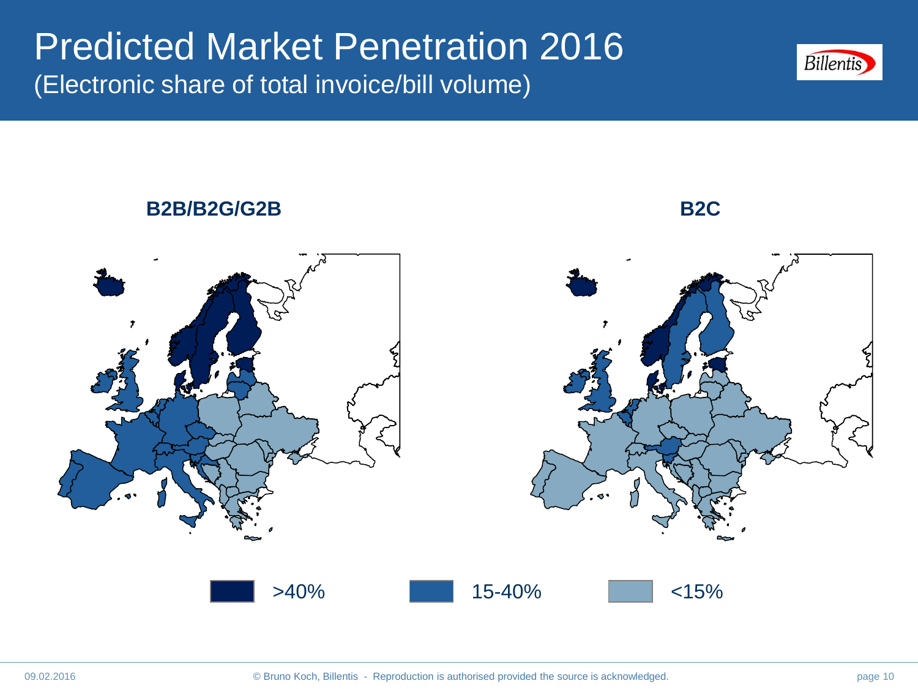# Predicted Market Penetration 2016

## (Electronic share of total invoice/bill volume)

**B2B/B2G/G2B**

**B2C**

>40% | 15-40% | <15%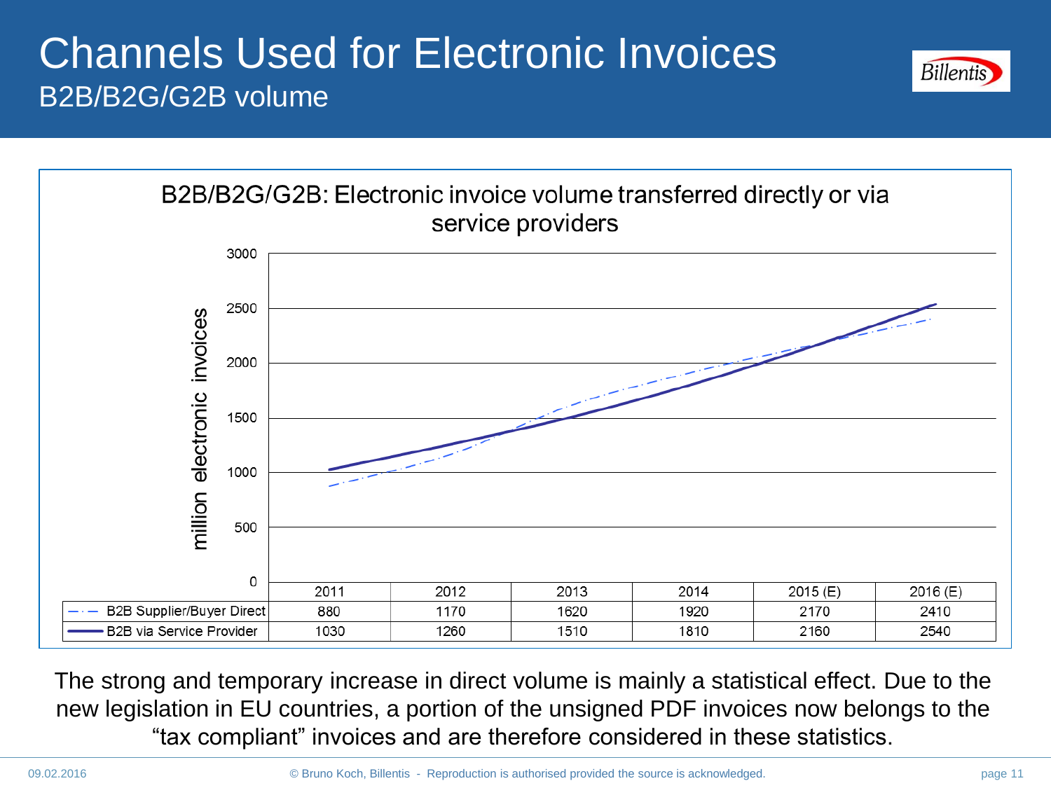# Channels Used for Electronic Invoices

## B2B/B2G/G2B volume

**B2B/B2G/G2B: Electronic invoice volume transferred directly or via service providers**

million electronic invoices

| | 2011 | 2012 | 2013 | 2014 | 2015 (E) | 2016 (E) |
|---|---|---|---|---|---|---|
| B2B Supplier/Buyer Direct | 880 | 1170 | 1620 | 1920 | 2170 | 2410 |
| B2B via Service Provider | 1030 | 1260 | 1510 | 1810 | 2160 | 2540 |

The strong and temporary increase in direct volume is mainly a statistical effect. Due to the new legislation in EU countries, a portion of the unsigned PDF invoices now belongs to the “tax compliant” invoices and are therefore considered in these statistics.

09.02.2016 © Bruno Koch, Billentis - Reproduction is authorised provided the source is acknowledged.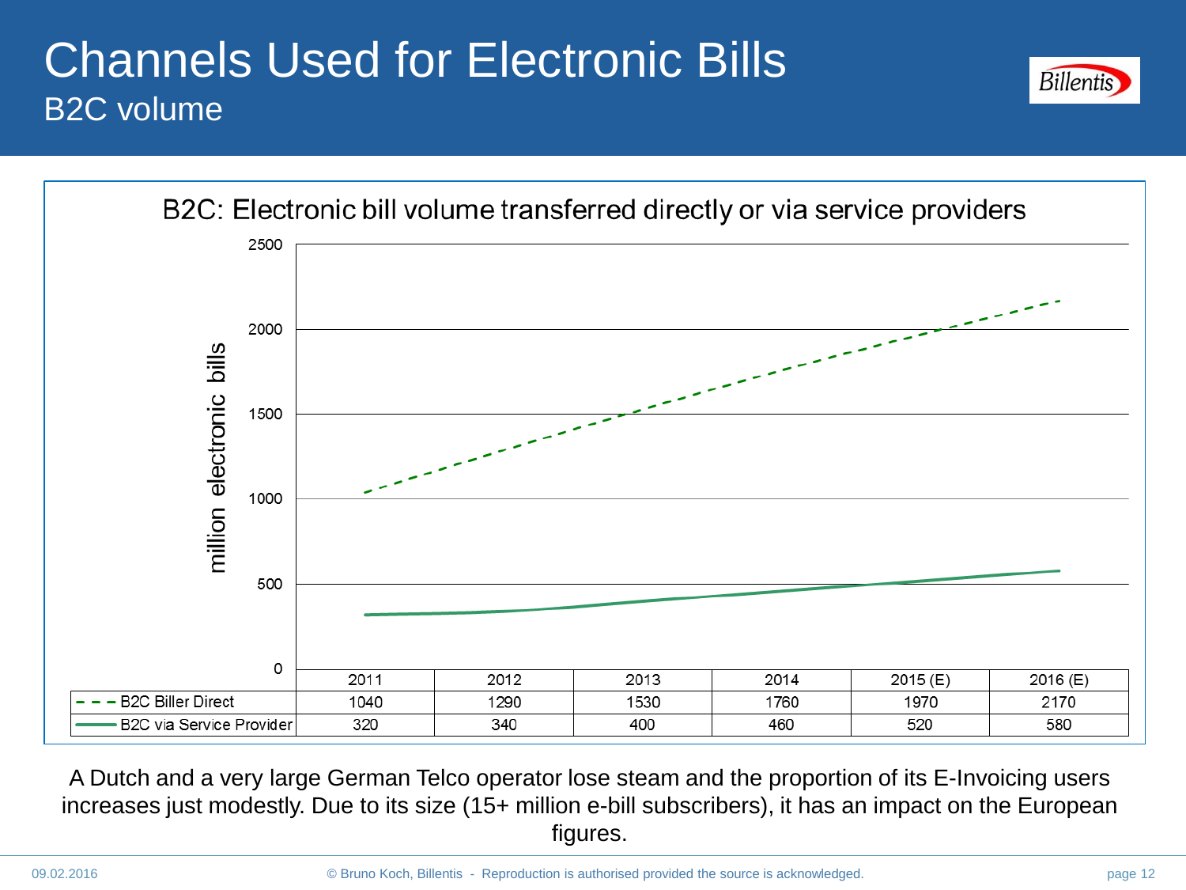# Channels Used for Electronic Bills

## B2C volume

### B2C: Electronic bill volume transferred directly or via service providers

million electronic bills

| | 2011 | 2012 | 2013 | 2014 | 2015 (E) | 2016 (E) |
|---|---|---|---|---|---|---|
| B2C Biller Direct | 1040 | 1290 | 1530 | 1760 | 1970 | 2170 |
| B2C via Service Provider | 320 | 340 | 400 | 460 | 520 | 580 |

A Dutch and a very large German Telco operator lose steam and the proportion of its E-Invoicing users increases just modestly. Due to its size (15+ million e-bill subscribers), it has an impact on the European figures.

09.02.2016

© Bruno Koch, Billentis - Reproduction is authorised provided the source is acknowledged.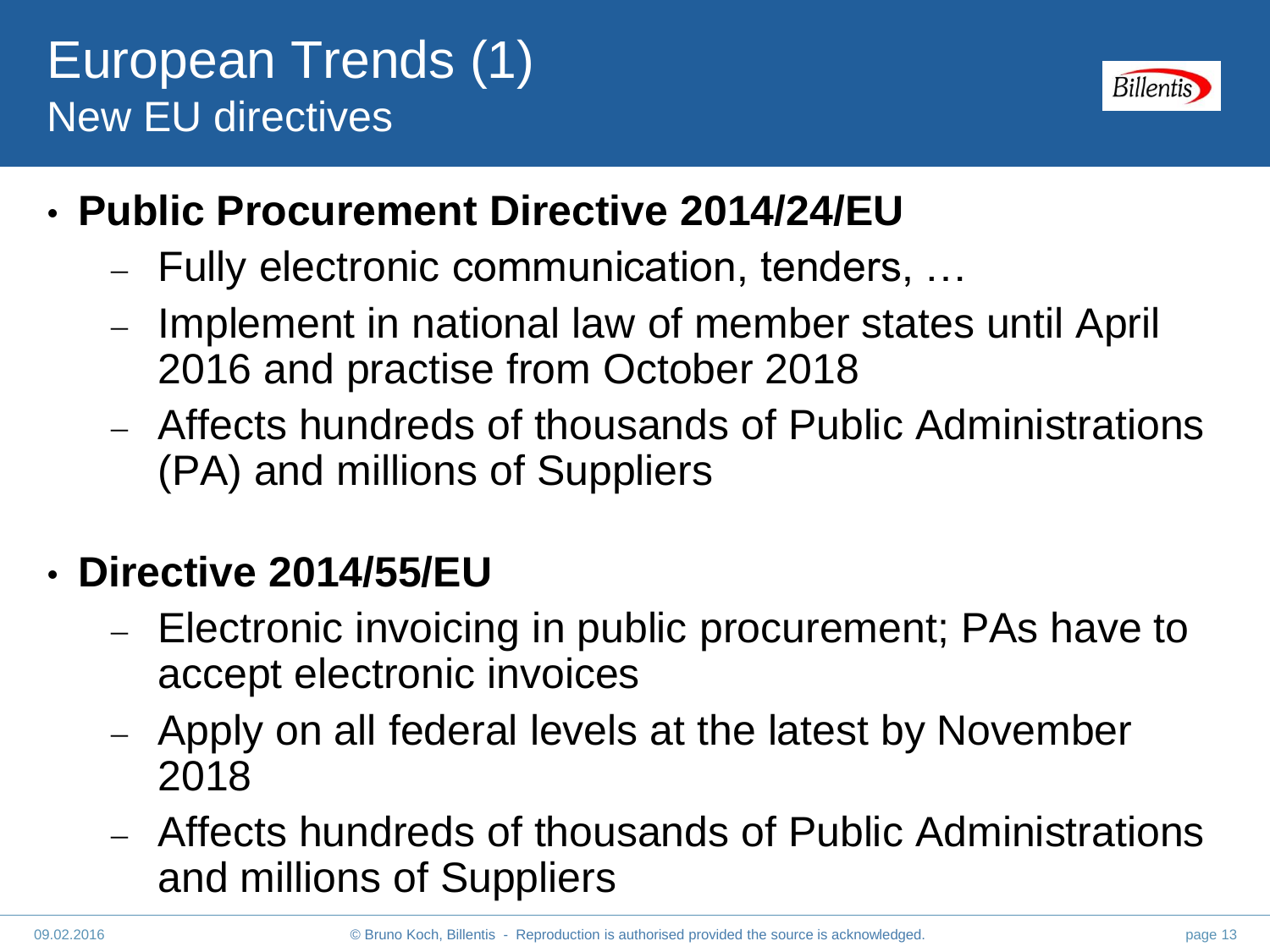# European Trends (1)
## New EU directives

- **Public Procurement Directive 2014/24/EU**
  - Fully electronic communication, tenders, …
  - Implement in national law of member states until April 2016 and practise from October 2018
  - Affects hundreds of thousands of Public Administrations (PA) and millions of Suppliers

- **Directive 2014/55/EU**
  - Electronic invoicing in public procurement; PAs have to accept electronic invoices
  - Apply on all federal levels at the latest by November 2018
  - Affects hundreds of thousands of Public Administrations and millions of Suppliers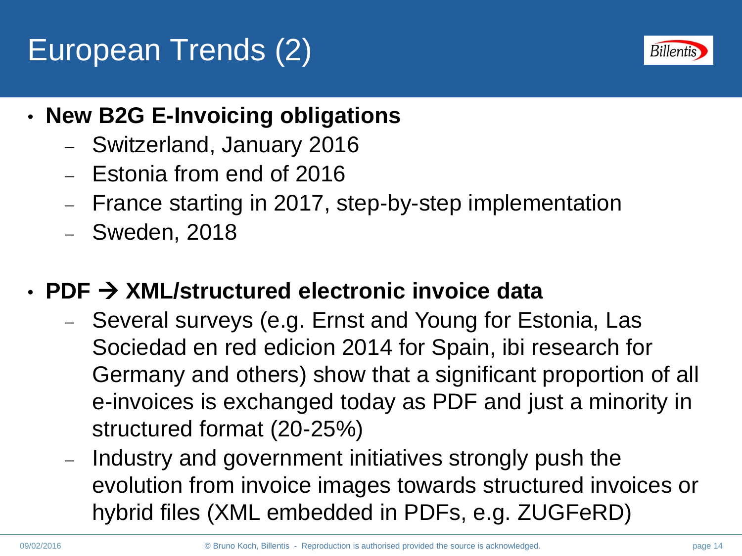# European Trends (2)

- **New B2G E-Invoicing obligations**
  - Switzerland, January 2016
  - Estonia from end of 2016
  - France starting in 2017, step-by-step implementation
  - Sweden, 2018

- **PDF → XML/structured electronic invoice data**
  - Several surveys (e.g. Ernst and Young for Estonia, Las Sociedad en red edicion 2014 for Spain, ibi research for Germany and others) show that a significant proportion of all e-invoices is exchanged today as PDF and just a minority in structured format (20-25%)
  - Industry and government initiatives strongly push the evolution from invoice images towards structured invoices or hybrid files (XML embedded in PDFs, e.g. ZUGFeRD)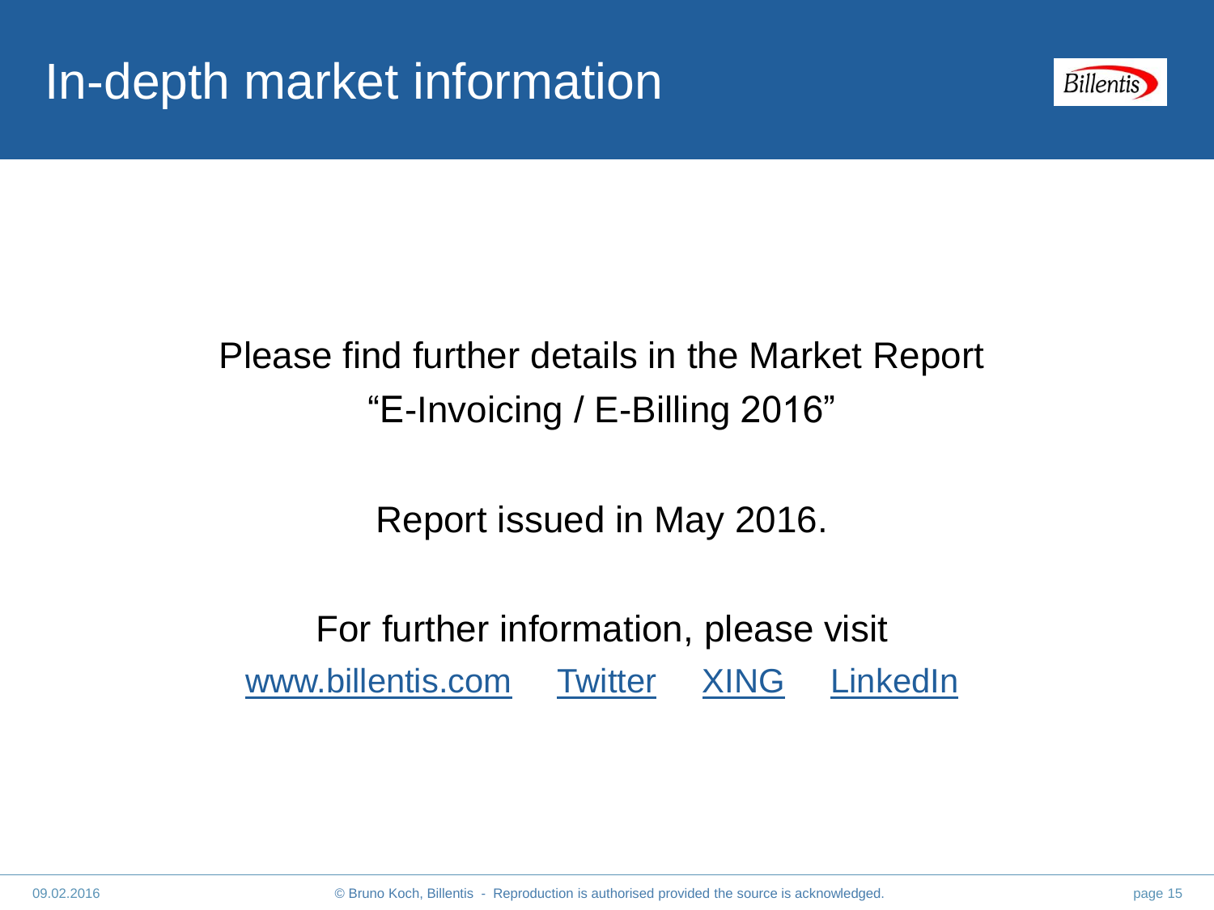# In-depth market information

Please find further details in the Market Report "E-Invoicing / E-Billing 2016"

Report issued in May 2016.

For further information, please visit

www.billentis.com Twitter XING LinkedIn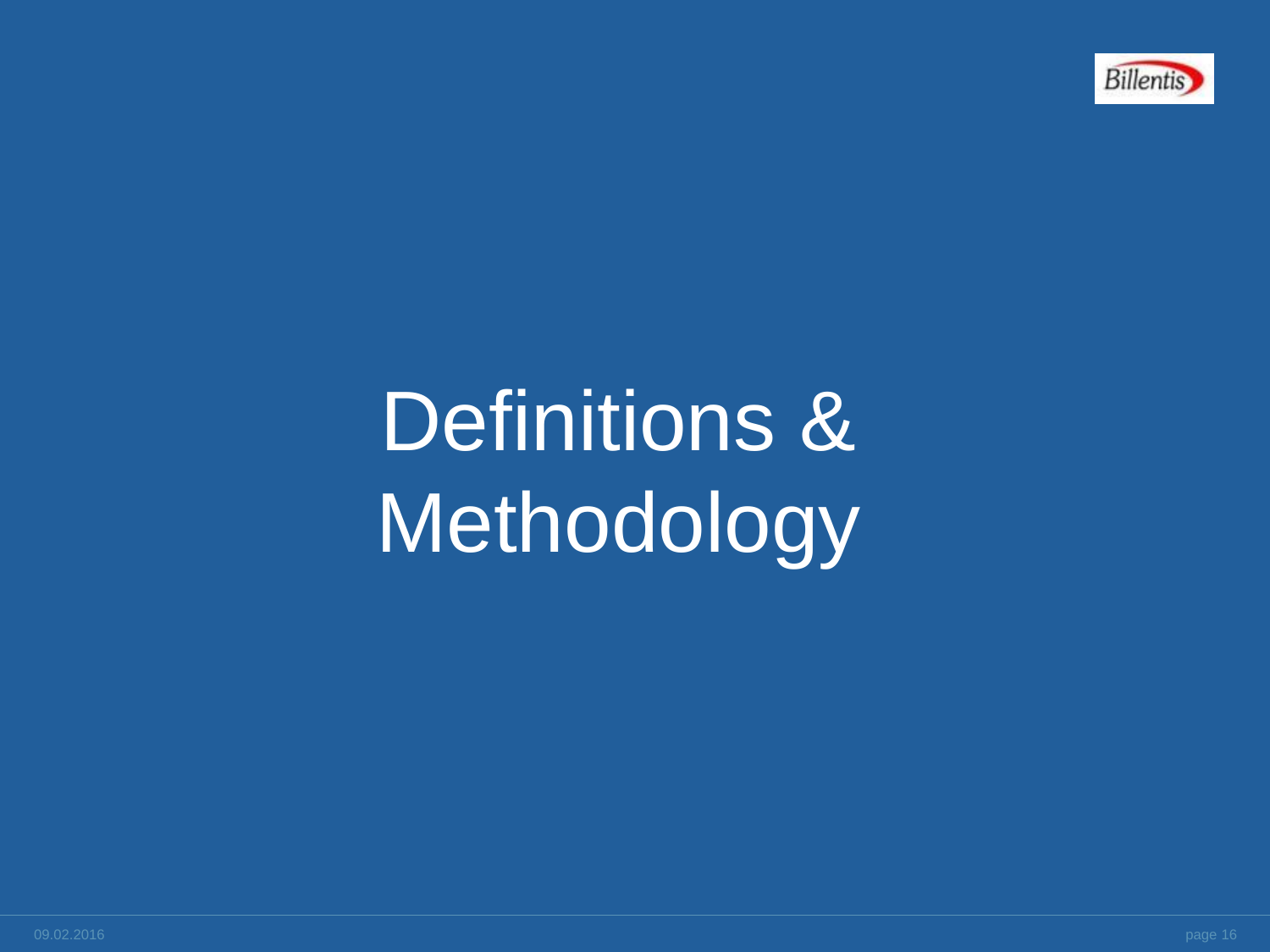# Definitions & Methodology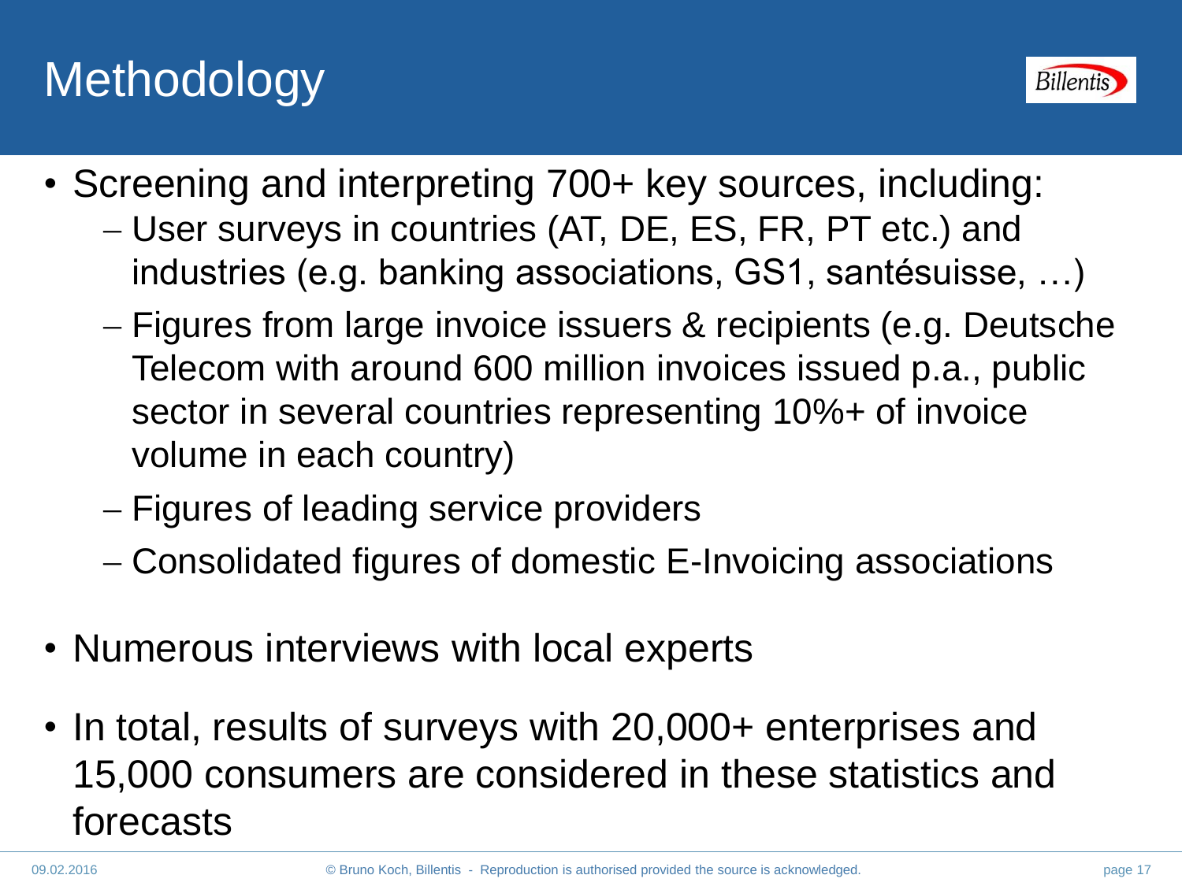# Methodology

- Screening and interpreting 700+ key sources, including:
  - User surveys in countries (AT, DE, ES, FR, PT etc.) and industries (e.g. banking associations, GS1, santésuisse, …)
  - Figures from large invoice issuers & recipients (e.g. Deutsche Telecom with around 600 million invoices issued p.a., public sector in several countries representing 10%+ of invoice volume in each country)
  - Figures of leading service providers
  - Consolidated figures of domestic E-Invoicing associations
- Numerous interviews with local experts
- In total, results of surveys with 20,000+ enterprises and 15,000 consumers are considered in these statistics and forecasts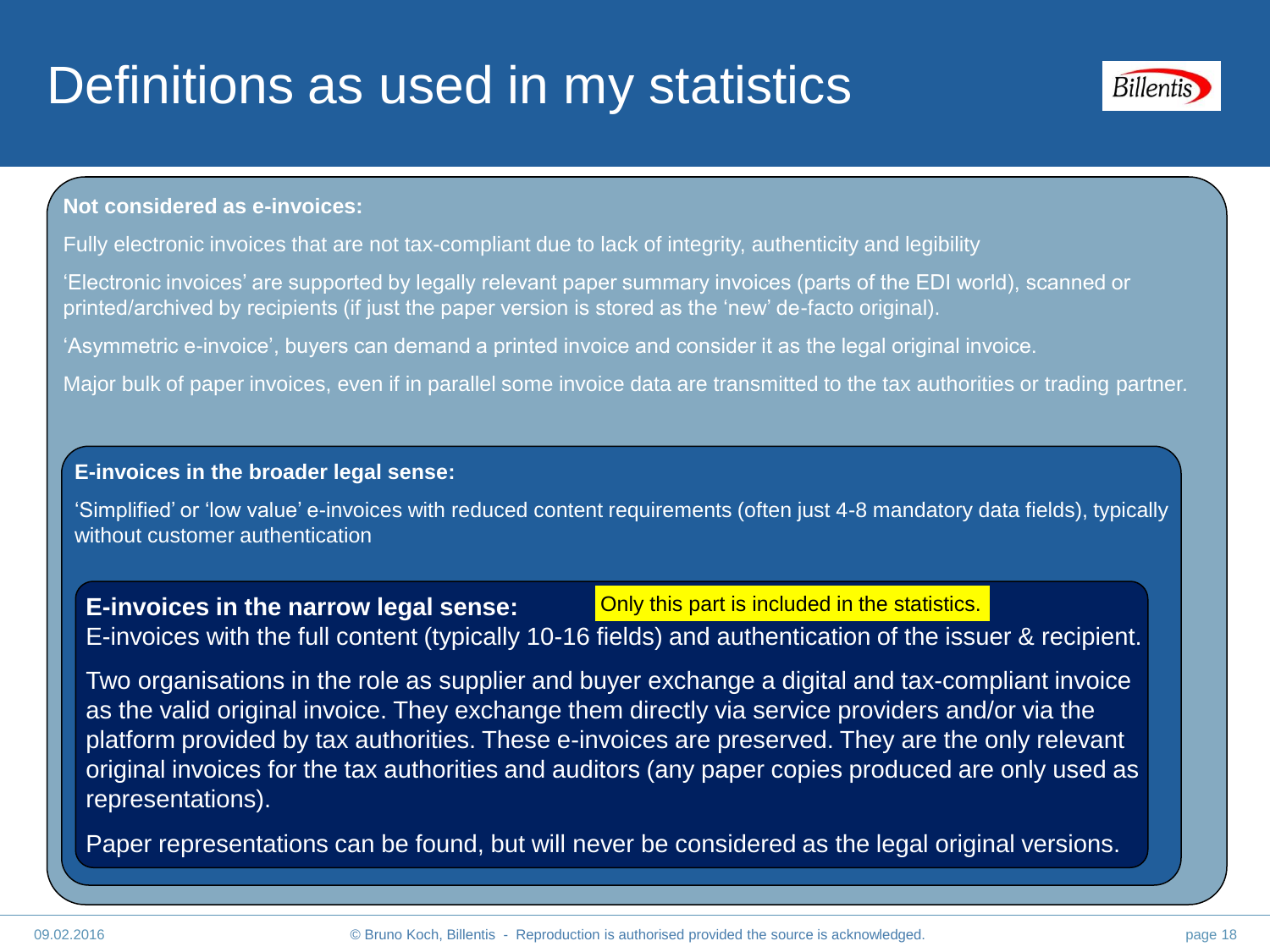# Definitions as used in my statistics

**Not considered as e-invoices:**

Fully electronic invoices that are not tax-compliant due to lack of integrity, authenticity and legibility

'Electronic invoices' are supported by legally relevant paper summary invoices (parts of the EDI world), scanned or printed/archived by recipients (if just the paper version is stored as the 'new' de-facto original).

'Asymmetric e-invoice', buyers can demand a printed invoice and consider it as the legal original invoice.

Major bulk of paper invoices, even if in parallel some invoice data are transmitted to the tax authorities or trading partner.

**E-invoices in the broader legal sense:**

'Simplified' or 'low value' e-invoices with reduced content requirements (often just 4-8 mandatory data fields), typically without customer authentication

**E-invoices in the narrow legal sense:**

Only this part is included in the statistics.

E-invoices with the full content (typically 10-16 fields) and authentication of the issuer & recipient.

Two organisations in the role as supplier and buyer exchange a digital and tax-compliant invoice as the valid original invoice. They exchange them directly via service providers and/or via the platform provided by tax authorities. These e-invoices are preserved. They are the only relevant original invoices for the tax authorities and auditors (any paper copies produced are only used as representations).

Paper representations can be found, but will never be considered as the legal original versions.

09.02.2016 © Bruno Koch, Billentis - Reproduction is authorised provided the source is acknowledged.